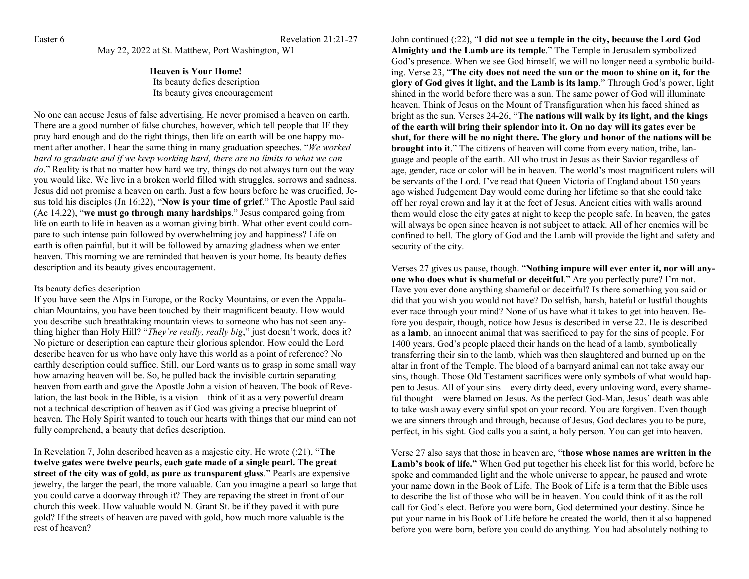Easter 6 Revelation 21:21-27

May 22, 2022 at St. Matthew, Port Washington, WI

**Heaven is Your Home!**

Its beauty defies description

Its beauty gives encouragement

No one can accuse Jesus of false advertising. He never promised a heaven on earth. There are a good number of false churches, however, which tell people that IF they pray hard enough and do the right things, then life on earth will be one happy moment after another. I hear the same thing in many graduation speeches. "*We worked hard to graduate and if we keep working hard, there are no limits to what we can do*." Reality is that no matter how hard we try, things do not always turn out the way you would like. We live in a broken world filled with struggles, sorrows and sadness. Jesus did not promise a heaven on earth. Just a few hours before he was crucified, Jesus told his disciples (Jn 16:22), "**Now is your time of grief**." The Apostle Paul said (Ac 14.22), "**we must go through many hardships**." Jesus compared going from life on earth to life in heaven as a woman giving birth. What other event could compare to such intense pain followed by overwhelming joy and happiness? Life on earth is often painful, but it will be followed by amazing gladness when we enter heaven. This morning we are reminded that heaven is your home. Its beauty defies description and its beauty gives encouragement.

Its beauty defies description

If you have seen the Alps in Europe, or the Rocky Mountains, or even the Appalachian Mountains, you have been touched by their magnificent beauty. How would you describe such breathtaking mountain views to someone who has not seen anything higher than Holy Hill? "*They're really, really big*," just doesn't work, does it? No picture or description can capture their glorious splendor. How could the Lord describe heaven for us who have only have this world as a point of reference? No earthly description could suffice. Still, our Lord wants us to grasp in some small way how amazing heaven will be. So, he pulled back the invisible curtain separating heaven from earth and gave the Apostle John a vision of heaven. The book of Revelation, the last book in the Bible, is a vision – think of it as a very powerful dream – not a technical description of heaven as if God was giving a precise blueprint of heaven. The Holy Spirit wanted to touch our hearts with things that our mind can not fully comprehend, a beauty that defies description.

In Revelation 7, John described heaven as a majestic city. He wrote (:21), "**The twelve gates were twelve pearls, each gate made of a single pearl. The great street of the city was of gold, as pure as transparent glass**." Pearls are expensive jewelry, the larger the pearl, the more valuable. Can you imagine a pearl so large that you could carve a doorway through it? They are repaving the street in front of our church this week. How valuable would N. Grant St. be if they paved it with pure gold? If the streets of heaven are paved with gold, how much more valuable is the rest of heaven?

John continued (:22), "**I did not see a temple in the city, because the Lord God Almighty and the Lamb are its temple**." The Temple in Jerusalem symbolized God's presence. When we see God himself, we will no longer need a symbolic building. Verse 23, "**The city does not need the sun or the moon to shine on it, for the glory of God gives it light, and the Lamb is its lamp**." Through God's power, light shined in the world before there was a sun. The same power of God will illuminate heaven. Think of Jesus on the Mount of Transfiguration when his faced shined as bright as the sun. Verses 24-26, "**The nations will walk by its light, and the kings of the earth will bring their splendor into it. On no day will its gates ever be shut, for there will be no night there. The glory and honor of the nations will be brought into it**." The citizens of heaven will come from every nation, tribe, language and people of the earth. All who trust in Jesus as their Savior regardless of age, gender, race or color will be in heaven. The world's most magnificent rulers will be servants of the Lord. I've read that Queen Victoria of England about 150 years ago wished Judgement Day would come during her lifetime so that she could take off her royal crown and lay it at the feet of Jesus. Ancient cities with walls around them would close the city gates at night to keep the people safe. In heaven, the gates will always be open since heaven is not subject to attack. All of her enemies will be confined to hell. The glory of God and the Lamb will provide the light and safety and security of the city.

Verses 27 gives us pause, though. "**Nothing impure will ever enter it, nor will anyone who does what is shameful or deceitful**." Are you perfectly pure? I'm not. Have you ever done anything shameful or deceitful? Is there something you said or did that you wish you would not have? Do selfish, harsh, hateful or lustful thoughts ever race through your mind? None of us have what it takes to get into heaven. Before you despair, though, notice how Jesus is described in verse 22. He is described as a **lamb**, an innocent animal that was sacrificed to pay for the sins of people. For 1400 years, God's people placed their hands on the head of a lamb, symbolically transferring their sin to the lamb, which was then slaughtered and burned up on the altar in front of the Temple. The blood of a barnyard animal can not take away our sins, though. Those Old Testament sacrifices were only symbols of what would happen to Jesus. All of your sins – every dirty deed, every unloving word, every shameful thought – were blamed on Jesus. As the perfect God-Man, Jesus' death was able to take wash away every sinful spot on your record. You are forgiven. Even though we are sinners through and through, because of Jesus, God declares you to be pure, perfect, in his sight. God calls you a saint, a holy person. You can get into heaven.

Verse 27 also says that those in heaven are, "**those whose names are written in the Lamb's book of life.**" When God put together his check list for this world, before he spoke and commanded light and the whole universe to appear, he paused and wrote your name down in the Book of Life. The Book of Life is a term that the Bible uses to describe the list of those who will be in heaven. You could think of it as the roll call for God's elect. Before you were born, God determined your destiny. Since he put your name in his Book of Life before he created the world, then it also happened before you were born, before you could do anything. You had absolutely nothing to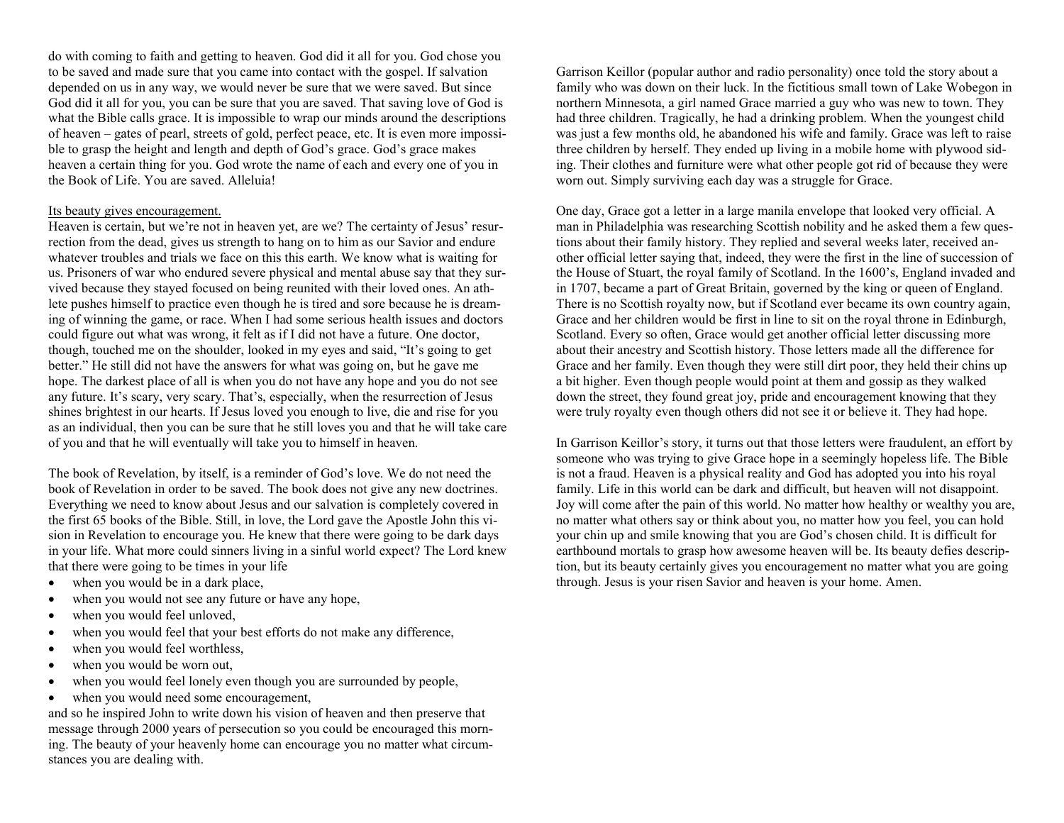do with coming to faith and getting to heaven. God did it all for you. God chose you to be saved and made sure that you came into contact with the gospel. If salvation depended on us in any way, we would never be sure that we were saved. But since God did it all for you, you can be sure that you are saved. That saving love of God is what the Bible calls grace. It is impossible to wrap our minds around the descriptions of heaven – gates of pearl, streets of gold, perfect peace, etc. It is even more impossible to grasp the height and length and depth of God's grace. God's grace makes heaven a certain thing for you. God wrote the name of each and every one of you in the Book of Life. You are saved. Alleluia!

Its beauty gives encouragement.

Heaven is certain, but we're not in heaven yet, are we? The certainty of Jesus' resurrection from the dead, gives us strength to hang on to him as our Savior and endure whatever troubles and trials we face on this this earth. We know what is waiting for us. Prisoners of war who endured severe physical and mental abuse say that they survived because they stayed focused on being reunited with their loved ones. An athlete pushes himself to practice even though he is tired and sore because he is dreaming of winning the game, or race. When I had some serious health issues and doctors could figure out what was wrong, it felt as if I did not have a future. One doctor, though, touched me on the shoulder, looked in my eyes and said, "It's going to get better." He still did not have the answers for what was going on, but he gave me hope. The darkest place of all is when you do not have any hope and you do not see any future. It's scary, very scary. That's, especially, when the resurrection of Jesus shines brightest in our hearts. If Jesus loved you enough to live, die and rise for you as an individual, then you can be sure that he still loves you and that he will take care of you and that he will eventually will take you to himself in heaven.

The book of Revelation, by itself, is a reminder of God's love. We do not need the book of Revelation in order to be saved. The book does not give any new doctrines. Everything we need to know about Jesus and our salvation is completely covered in the first 65 books of the Bible. Still, in love, the Lord gave the Apostle John this vision in Revelation to encourage you. He knew that there were going to be dark days in your life. What more could sinners living in a sinful world expect? The Lord knew that there were going to be times in your life

- when you would be in a dark place,
- when you would not see any future or have any hope,
- when you would feel unloved,
- when you would feel that your best efforts do not make any difference,
- when you would feel worthless,
- when you would be worn out,
- when you would feel lonely even though you are surrounded by people,
- when you would need some encouragement,

and so he inspired John to write down his vision of heaven and then preserve that message through 2000 years of persecution so you could be encouraged this morning. The beauty of your heavenly home can encourage you no matter what circumstances you are dealing with.

Garrison Keillor (popular author and radio personality) once told the story about a family who was down on their luck. In the fictitious small town of Lake Wobegon in northern Minnesota, a girl named Grace married a guy who was new to town. They had three children. Tragically, he had a drinking problem. When the youngest child was just a few months old, he abandoned his wife and family. Grace was left to raise three children by herself. They ended up living in a mobile home with plywood siding. Their clothes and furniture were what other people got rid of because they were worn out. Simply surviving each day was a struggle for Grace.

One day, Grace got a letter in a large manila envelope that looked very official. A man in Philadelphia was researching Scottish nobility and he asked them a few questions about their family history. They replied and several weeks later, received another official letter saying that, indeed, they were the first in the line of succession of the House of Stuart, the royal family of Scotland. In the 1600's, England invaded and in 1707, became a part of Great Britain, governed by the king or queen of England. There is no Scottish royalty now, but if Scotland ever became its own country again, Grace and her children would be first in line to sit on the royal throne in Edinburgh, Scotland. Every so often, Grace would get another official letter discussing more about their ancestry and Scottish history. Those letters made all the difference for Grace and her family. Even though they were still dirt poor, they held their chins up a bit higher. Even though people would point at them and gossip as they walked down the street, they found great joy, pride and encouragement knowing that they were truly royalty even though others did not see it or believe it. They had hope.

In Garrison Keillor's story, it turns out that those letters were fraudulent, an effort by someone who was trying to give Grace hope in a seemingly hopeless life. The Bible is not a fraud. Heaven is a physical reality and God has adopted you into his royal family. Life in this world can be dark and difficult, but heaven will not disappoint. Joy will come after the pain of this world. No matter how healthy or wealthy you are, no matter what others say or think about you, no matter how you feel, you can hold your chin up and smile knowing that you are God's chosen child. It is difficult for earthbound mortals to grasp how awesome heaven will be. Its beauty defies description, but its beauty certainly gives you encouragement no matter what you are going through. Jesus is your risen Savior and heaven is your home. Amen.